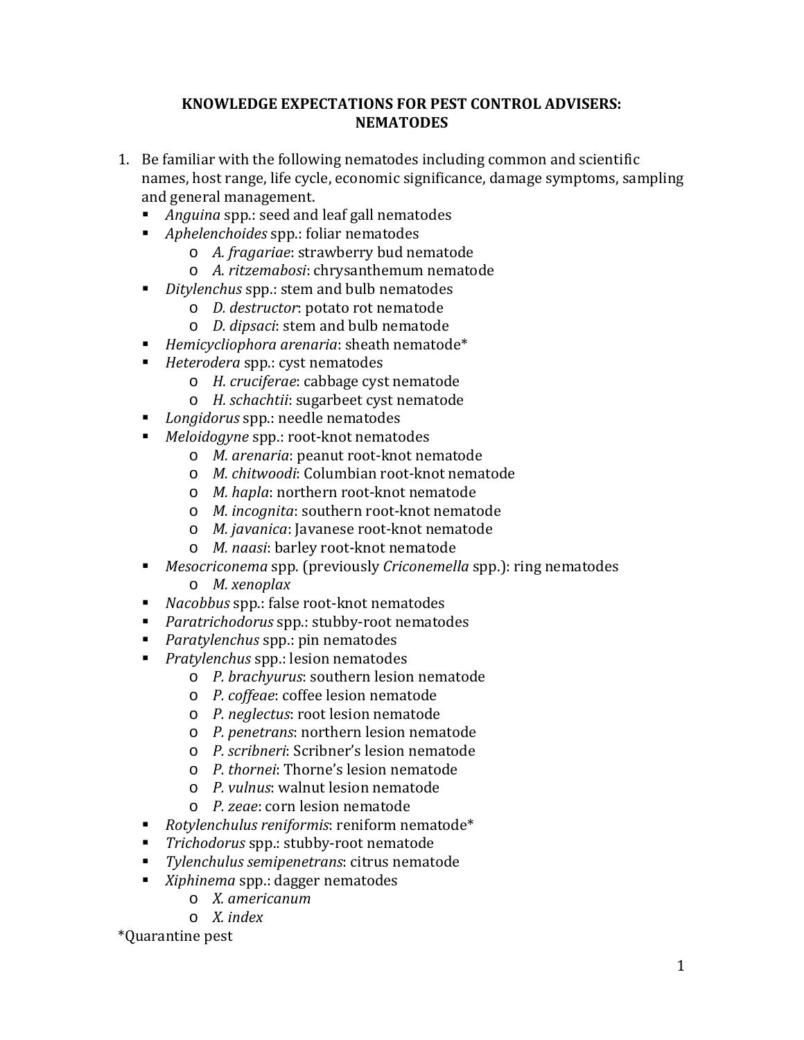# KNOWLEDGE EXPECTATIONS FOR PEST CONTROL ADVISERS: NEMATODES

1. Be familiar with the following nematodes including common and scientific names, host range, life cycle, economic significance, damage symptoms, sampling and general management.
   - *Anguina* spp.: seed and leaf gall nematodes
   - *Aphelenchoides* spp.: foliar nematodes
     - *A. fragariae*: strawberry bud nematode
     - *A. ritzemabosi*: chrysanthemum nematode
   - *Ditylenchus* spp.: stem and bulb nematodes
     - *D. destructor*: potato rot nematode
     - *D. dipsaci*: stem and bulb nematode
   - *Hemicycliophora arenaria*: sheath nematode*
   - *Heterodera* spp.: cyst nematodes
     - *H. cruciferae*: cabbage cyst nematode
     - *H. schachtii*: sugarbeet cyst nematode
   - *Longidorus* spp.: needle nematodes
   - *Meloidogyne* spp.: root-knot nematodes
     - *M. arenaria*: peanut root-knot nematode
     - *M. chitwoodi*: Columbian root-knot nematode
     - *M. hapla*: northern root-knot nematode
     - *M. incognita*: southern root-knot nematode
     - *M. javanica*: Javanese root-knot nematode
     - *M. naasi*: barley root-knot nematode
   - *Mesocriconema* spp. (previously *Criconemella* spp.): ring nematodes
     - *M. xenoplax*
   - *Nacobbus* spp.: false root-knot nematodes
   - *Paratrichodorus* spp.: stubby-root nematodes
   - *Paratylenchus* spp.: pin nematodes
   - *Pratylenchus* spp.: lesion nematodes
     - *P. brachyurus*: southern lesion nematode
     - *P. coffeae*: coffee lesion nematode
     - *P. neglectus*: root lesion nematode
     - *P. penetrans*: northern lesion nematode
     - *P. scribneri*: Scribner's lesion nematode
     - *P. thornei*: Thorne's lesion nematode
     - *P. vulnus*: walnut lesion nematode
     - *P. zeae*: corn lesion nematode
   - *Rotylenchulus reniformis*: reniform nematode*
   - *Trichodorus* spp.: stubby-root nematode
   - *Tylenchulus semipenetrans*: citrus nematode
   - *Xiphinema* spp.: dagger nematodes
     - *X. americanum*
     - *X. index*

*Quarantine pest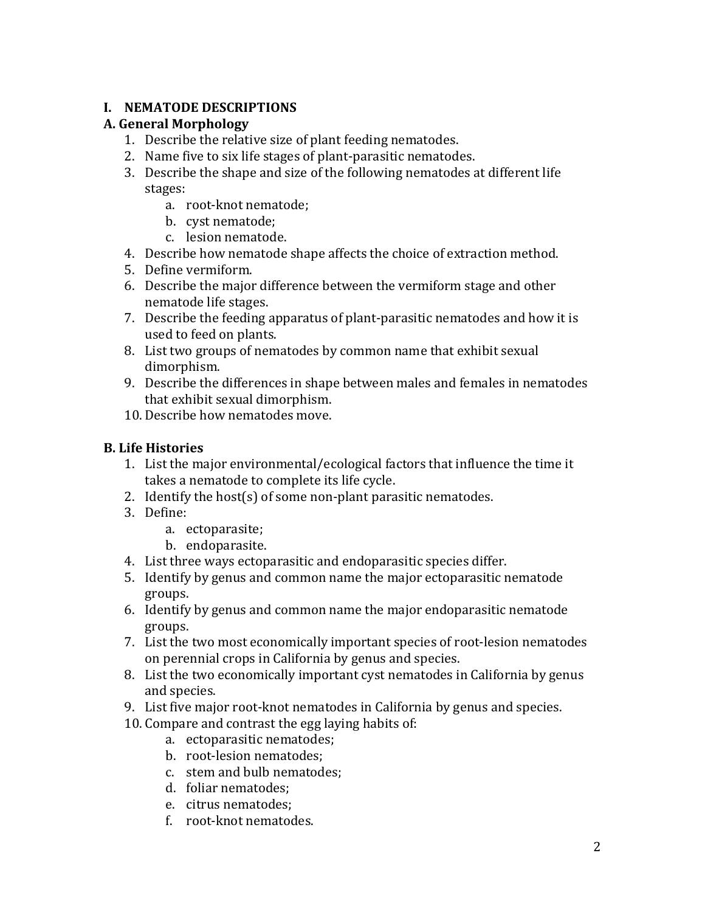## I. NEMATODE DESCRIPTIONS

### A. General Morphology

1. Describe the relative size of plant feeding nematodes.
2. Name five to six life stages of plant-parasitic nematodes.
3. Describe the shape and size of the following nematodes at different life stages:
   a. root-knot nematode;
   b. cyst nematode;
   c. lesion nematode.
4. Describe how nematode shape affects the choice of extraction method.
5. Define vermiform.
6. Describe the major difference between the vermiform stage and other nematode life stages.
7. Describe the feeding apparatus of plant-parasitic nematodes and how it is used to feed on plants.
8. List two groups of nematodes by common name that exhibit sexual dimorphism.
9. Describe the differences in shape between males and females in nematodes that exhibit sexual dimorphism.
10. Describe how nematodes move.

### B. Life Histories

1. List the major environmental/ecological factors that influence the time it takes a nematode to complete its life cycle.
2. Identify the host(s) of some non-plant parasitic nematodes.
3. Define:
   a. ectoparasite;
   b. endoparasite.
4. List three ways ectoparasitic and endoparasitic species differ.
5. Identify by genus and common name the major ectoparasitic nematode groups.
6. Identify by genus and common name the major endoparasitic nematode groups.
7. List the two most economically important species of root-lesion nematodes on perennial crops in California by genus and species.
8. List the two economically important cyst nematodes in California by genus and species.
9. List five major root-knot nematodes in California by genus and species.
10. Compare and contrast the egg laying habits of:
    a. ectoparasitic nematodes;
    b. root-lesion nematodes;
    c. stem and bulb nematodes;
    d. foliar nematodes;
    e. citrus nematodes;
    f. root-knot nematodes.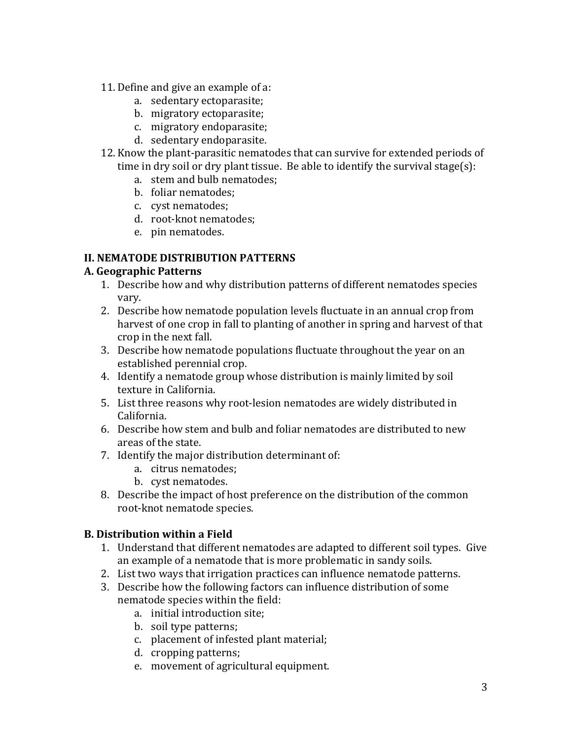11. Define and give an example of a:
    a. sedentary ectoparasite;
    b. migratory ectoparasite;
    c. migratory endoparasite;
    d. sedentary endoparasite.
12. Know the plant-parasitic nematodes that can survive for extended periods of time in dry soil or dry plant tissue. Be able to identify the survival stage(s):
    a. stem and bulb nematodes;
    b. foliar nematodes;
    c. cyst nematodes;
    d. root-knot nematodes;
    e. pin nematodes.

## II. NEMATODE DISTRIBUTION PATTERNS

### A. Geographic Patterns

1. Describe how and why distribution patterns of different nematodes species vary.
2. Describe how nematode population levels fluctuate in an annual crop from harvest of one crop in fall to planting of another in spring and harvest of that crop in the next fall.
3. Describe how nematode populations fluctuate throughout the year on an established perennial crop.
4. Identify a nematode group whose distribution is mainly limited by soil texture in California.
5. List three reasons why root-lesion nematodes are widely distributed in California.
6. Describe how stem and bulb and foliar nematodes are distributed to new areas of the state.
7. Identify the major distribution determinant of:
    a. citrus nematodes;
    b. cyst nematodes.
8. Describe the impact of host preference on the distribution of the common root-knot nematode species.

### B. Distribution within a Field

1. Understand that different nematodes are adapted to different soil types. Give an example of a nematode that is more problematic in sandy soils.
2. List two ways that irrigation practices can influence nematode patterns.
3. Describe how the following factors can influence distribution of some nematode species within the field:
    a. initial introduction site;
    b. soil type patterns;
    c. placement of infested plant material;
    d. cropping patterns;
    e. movement of agricultural equipment.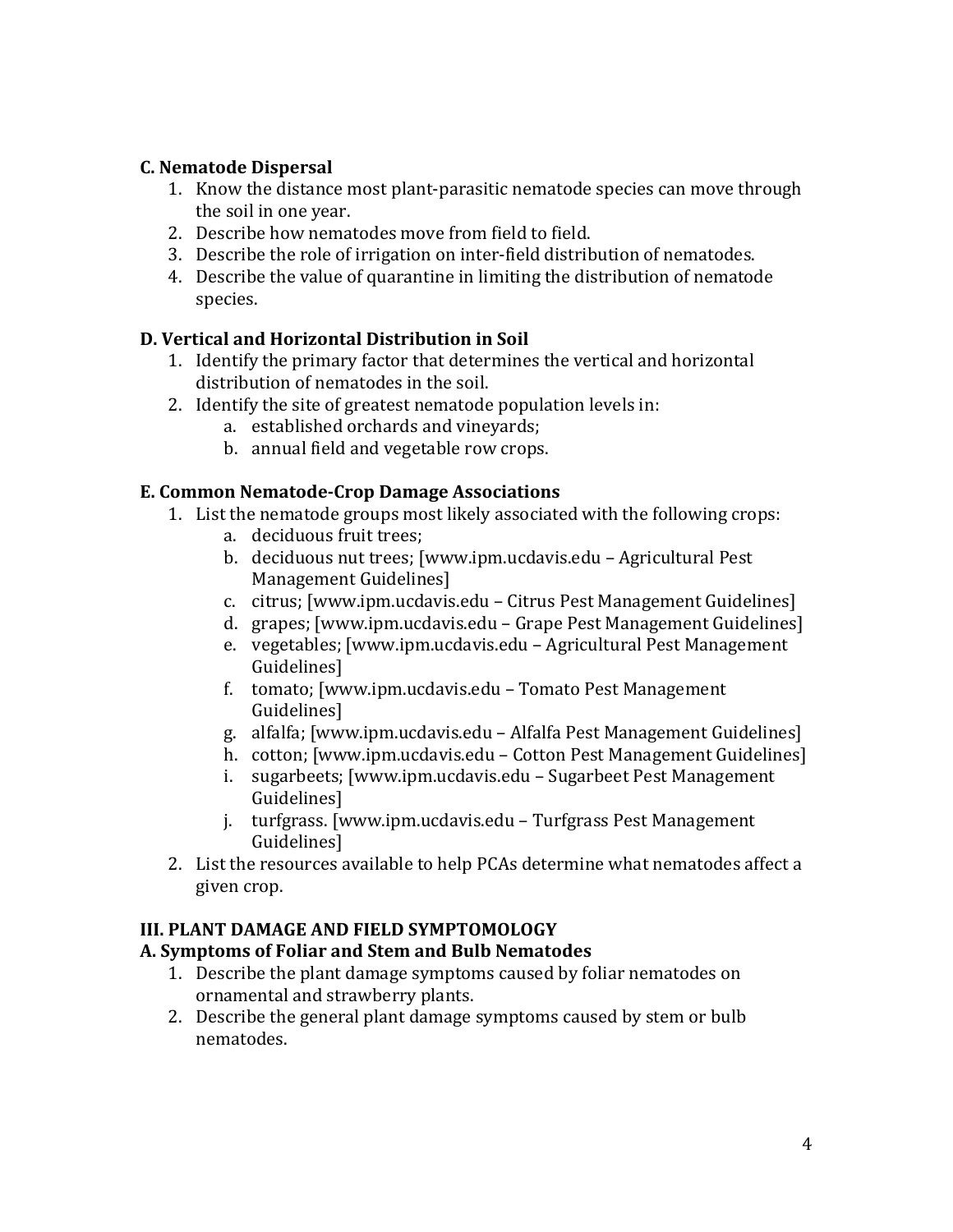**C. Nematode Dispersal**

1. Know the distance most plant-parasitic nematode species can move through the soil in one year.
2. Describe how nematodes move from field to field.
3. Describe the role of irrigation on inter-field distribution of nematodes.
4. Describe the value of quarantine in limiting the distribution of nematode species.

**D. Vertical and Horizontal Distribution in Soil**

1. Identify the primary factor that determines the vertical and horizontal distribution of nematodes in the soil.
2. Identify the site of greatest nematode population levels in:
   a. established orchards and vineyards;
   b. annual field and vegetable row crops.

**E. Common Nematode-Crop Damage Associations**

1. List the nematode groups most likely associated with the following crops:
   a. deciduous fruit trees;
   b. deciduous nut trees; [www.ipm.ucdavis.edu – Agricultural Pest Management Guidelines]
   c. citrus; [www.ipm.ucdavis.edu – Citrus Pest Management Guidelines]
   d. grapes; [www.ipm.ucdavis.edu – Grape Pest Management Guidelines]
   e. vegetables; [www.ipm.ucdavis.edu – Agricultural Pest Management Guidelines]
   f. tomato; [www.ipm.ucdavis.edu – Tomato Pest Management Guidelines]
   g. alfalfa; [www.ipm.ucdavis.edu – Alfalfa Pest Management Guidelines]
   h. cotton; [www.ipm.ucdavis.edu – Cotton Pest Management Guidelines]
   i. sugarbeets; [www.ipm.ucdavis.edu – Sugarbeet Pest Management Guidelines]
   j. turfgrass. [www.ipm.ucdavis.edu – Turfgrass Pest Management Guidelines]
2. List the resources available to help PCAs determine what nematodes affect a given crop.

**III. PLANT DAMAGE AND FIELD SYMPTOMOLOGY**

**A. Symptoms of Foliar and Stem and Bulb Nematodes**

1. Describe the plant damage symptoms caused by foliar nematodes on ornamental and strawberry plants.
2. Describe the general plant damage symptoms caused by stem or bulb nematodes.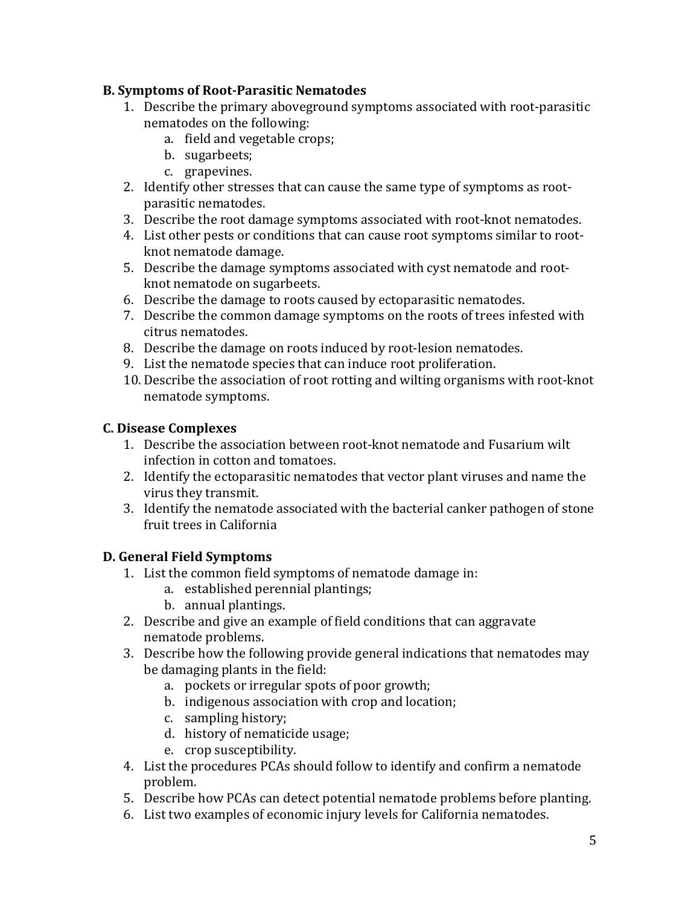### B. Symptoms of Root-Parasitic Nematodes

1. Describe the primary aboveground symptoms associated with root-parasitic nematodes on the following:
    a. field and vegetable crops;
    b. sugarbeets;
    c. grapevines.
2. Identify other stresses that can cause the same type of symptoms as root-parasitic nematodes.
3. Describe the root damage symptoms associated with root-knot nematodes.
4. List other pests or conditions that can cause root symptoms similar to root-knot nematode damage.
5. Describe the damage symptoms associated with cyst nematode and root-knot nematode on sugarbeets.
6. Describe the damage to roots caused by ectoparasitic nematodes.
7. Describe the common damage symptoms on the roots of trees infested with citrus nematodes.
8. Describe the damage on roots induced by root-lesion nematodes.
9. List the nematode species that can induce root proliferation.
10. Describe the association of root rotting and wilting organisms with root-knot nematode symptoms.

### C. Disease Complexes

1. Describe the association between root-knot nematode and Fusarium wilt infection in cotton and tomatoes.
2. Identify the ectoparasitic nematodes that vector plant viruses and name the virus they transmit.
3. Identify the nematode associated with the bacterial canker pathogen of stone fruit trees in California

### D. General Field Symptoms

1. List the common field symptoms of nematode damage in:
    a. established perennial plantings;
    b. annual plantings.
2. Describe and give an example of field conditions that can aggravate nematode problems.
3. Describe how the following provide general indications that nematodes may be damaging plants in the field:
    a. pockets or irregular spots of poor growth;
    b. indigenous association with crop and location;
    c. sampling history;
    d. history of nematicide usage;
    e. crop susceptibility.
4. List the procedures PCAs should follow to identify and confirm a nematode problem.
5. Describe how PCAs can detect potential nematode problems before planting.
6. List two examples of economic injury levels for California nematodes.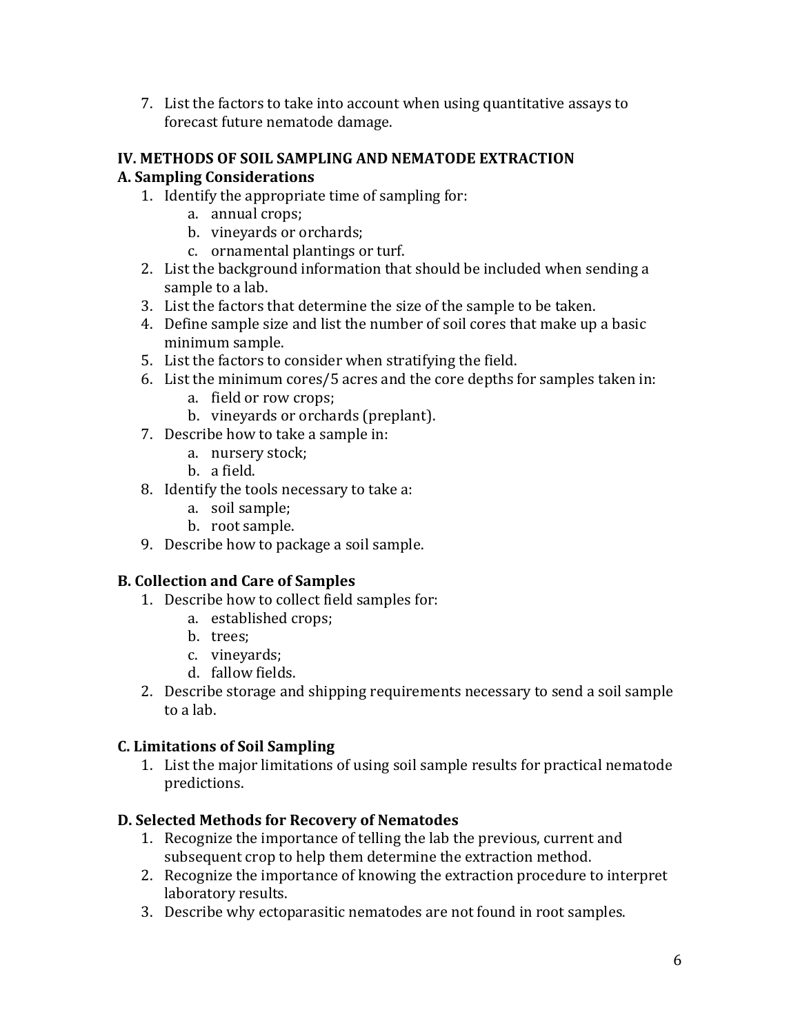7. List the factors to take into account when using quantitative assays to forecast future nematode damage.

## IV. METHODS OF SOIL SAMPLING AND NEMATODE EXTRACTION

### A. Sampling Considerations

1. Identify the appropriate time of sampling for:
   a. annual crops;
   b. vineyards or orchards;
   c. ornamental plantings or turf.
2. List the background information that should be included when sending a sample to a lab.
3. List the factors that determine the size of the sample to be taken.
4. Define sample size and list the number of soil cores that make up a basic minimum sample.
5. List the factors to consider when stratifying the field.
6. List the minimum cores/5 acres and the core depths for samples taken in:
   a. field or row crops;
   b. vineyards or orchards (preplant).
7. Describe how to take a sample in:
   a. nursery stock;
   b. a field.
8. Identify the tools necessary to take a:
   a. soil sample;
   b. root sample.
9. Describe how to package a soil sample.

### B. Collection and Care of Samples

1. Describe how to collect field samples for:
   a. established crops;
   b. trees;
   c. vineyards;
   d. fallow fields.
2. Describe storage and shipping requirements necessary to send a soil sample to a lab.

### C. Limitations of Soil Sampling

1. List the major limitations of using soil sample results for practical nematode predictions.

### D. Selected Methods for Recovery of Nematodes

1. Recognize the importance of telling the lab the previous, current and subsequent crop to help them determine the extraction method.
2. Recognize the importance of knowing the extraction procedure to interpret laboratory results.
3. Describe why ectoparasitic nematodes are not found in root samples.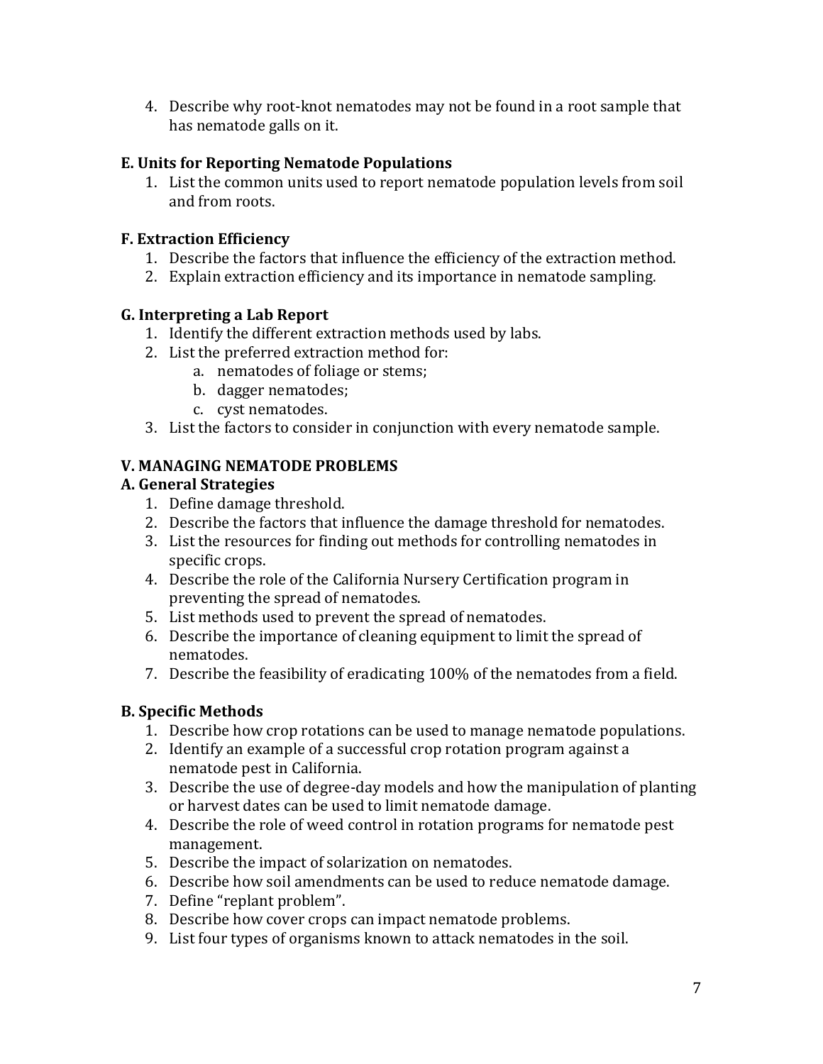4. Describe why root-knot nematodes may not be found in a root sample that has nematode galls on it.

### E. Units for Reporting Nematode Populations

1. List the common units used to report nematode population levels from soil and from roots.

### F. Extraction Efficiency

1. Describe the factors that influence the efficiency of the extraction method.
2. Explain extraction efficiency and its importance in nematode sampling.

### G. Interpreting a Lab Report

1. Identify the different extraction methods used by labs.
2. List the preferred extraction method for:
    a. nematodes of foliage or stems;
    b. dagger nematodes;
    c. cyst nematodes.
3. List the factors to consider in conjunction with every nematode sample.

## V. MANAGING NEMATODE PROBLEMS

### A. General Strategies

1. Define damage threshold.
2. Describe the factors that influence the damage threshold for nematodes.
3. List the resources for finding out methods for controlling nematodes in specific crops.
4. Describe the role of the California Nursery Certification program in preventing the spread of nematodes.
5. List methods used to prevent the spread of nematodes.
6. Describe the importance of cleaning equipment to limit the spread of nematodes.
7. Describe the feasibility of eradicating 100% of the nematodes from a field.

### B. Specific Methods

1. Describe how crop rotations can be used to manage nematode populations.
2. Identify an example of a successful crop rotation program against a nematode pest in California.
3. Describe the use of degree-day models and how the manipulation of planting or harvest dates can be used to limit nematode damage.
4. Describe the role of weed control in rotation programs for nematode pest management.
5. Describe the impact of solarization on nematodes.
6. Describe how soil amendments can be used to reduce nematode damage.
7. Define "replant problem".
8. Describe how cover crops can impact nematode problems.
9. List four types of organisms known to attack nematodes in the soil.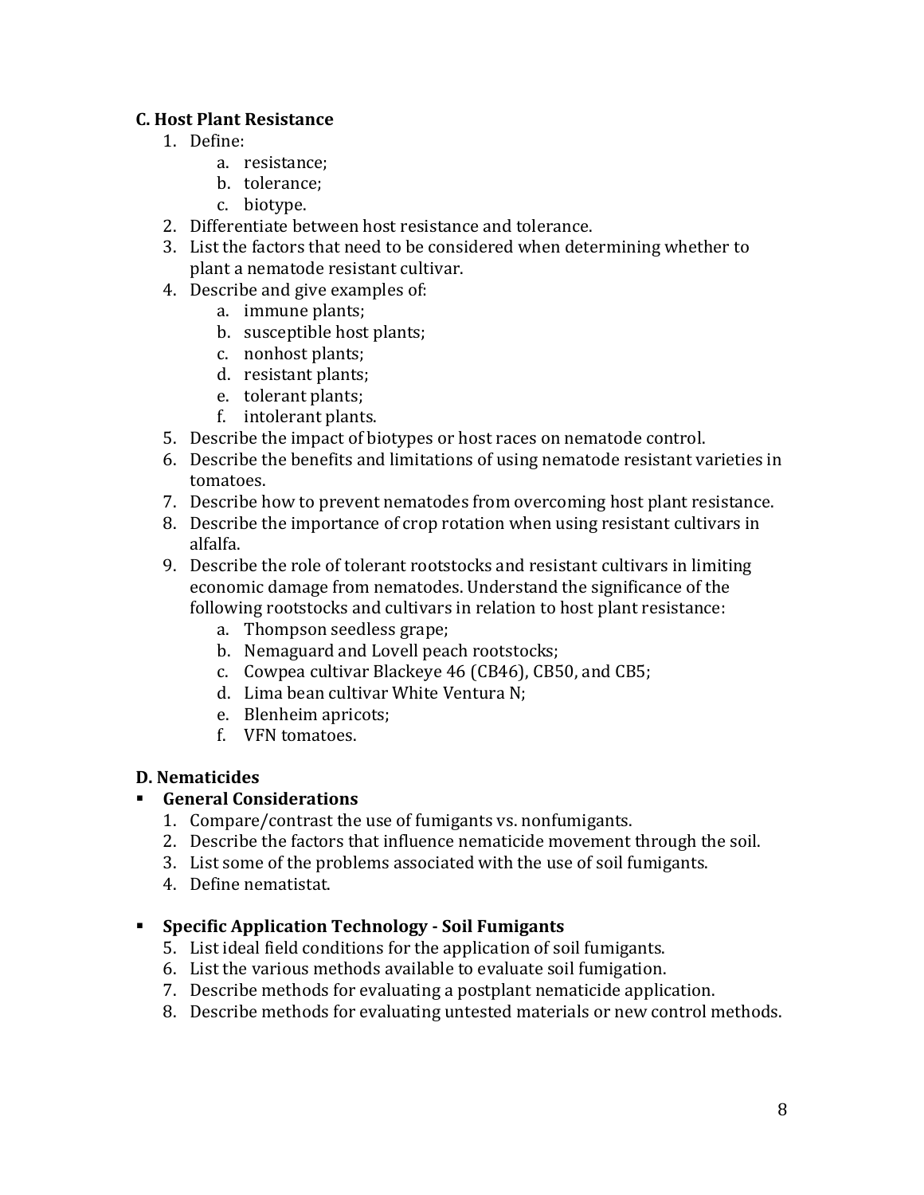### C. Host Plant Resistance

1. Define:
    a. resistance;
    b. tolerance;
    c. biotype.
2. Differentiate between host resistance and tolerance.
3. List the factors that need to be considered when determining whether to plant a nematode resistant cultivar.
4. Describe and give examples of:
    a. immune plants;
    b. susceptible host plants;
    c. nonhost plants;
    d. resistant plants;
    e. tolerant plants;
    f. intolerant plants.
5. Describe the impact of biotypes or host races on nematode control.
6. Describe the benefits and limitations of using nematode resistant varieties in tomatoes.
7. Describe how to prevent nematodes from overcoming host plant resistance.
8. Describe the importance of crop rotation when using resistant cultivars in alfalfa.
9. Describe the role of tolerant rootstocks and resistant cultivars in limiting economic damage from nematodes. Understand the significance of the following rootstocks and cultivars in relation to host plant resistance:
    a. Thompson seedless grape;
    b. Nemaguard and Lovell peach rootstocks;
    c. Cowpea cultivar Blackeye 46 (CB46), CB50, and CB5;
    d. Lima bean cultivar White Ventura N;
    e. Blenheim apricots;
    f. VFN tomatoes.

### D. Nematicides

- **General Considerations**

1. Compare/contrast the use of fumigants vs. nonfumigants.
2. Describe the factors that influence nematicide movement through the soil.
3. List some of the problems associated with the use of soil fumigants.
4. Define nematistat.

- **Specific Application Technology - Soil Fumigants**

5. List ideal field conditions for the application of soil fumigants.
6. List the various methods available to evaluate soil fumigation.
7. Describe methods for evaluating a postplant nematicide application.
8. Describe methods for evaluating untested materials or new control methods.